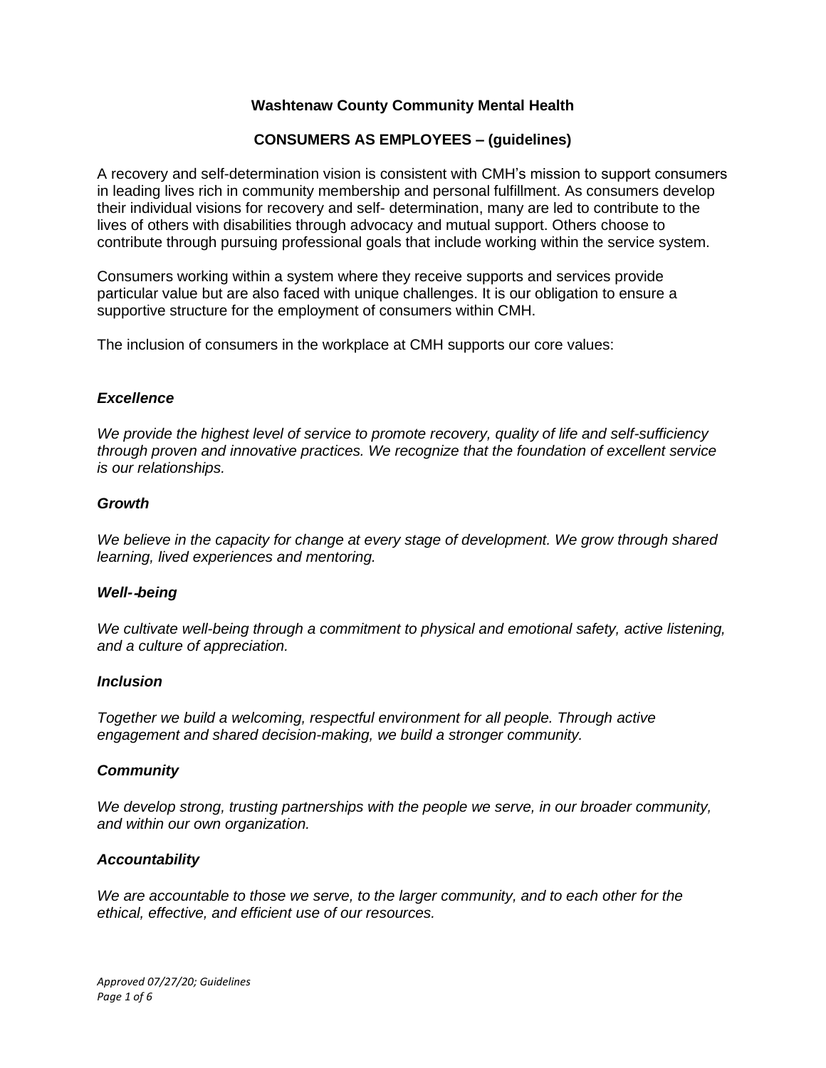# Washtenaw County Community Mental Health

## CONSUMERS AS EMPLOYEES – (guidelines)

A recovery and self-determination vision is consistent with CMH's mission to support consumers in leading lives rich in community membership and personal fulfillment. As consumers develop their individual visions for recovery and self- determination, many are led to contribute to the lives of others with disabilities through advocacy and mutual support. Others choose to contribute through pursuing professional goals that include working within the service system.

Consumers working within a system where they receive supports and services provide particular value but are also faced with unique challenges. It is our obligation to ensure a supportive structure for the employment of consumers within CMH.

The inclusion of consumers in the workplace at CMH supports our core values:

### *Excellence*

*We provide the highest level of service to promote recovery, quality of life and self-sufficiency through proven and innovative practices. We recognize that the foundation of excellent service is our relationships.*

### *Growth*

*We believe in the capacity for change at every stage of development. We grow through shared learning, lived experiences and mentoring.*

### *Well--being*

*We cultivate well-being through a commitment to physical and emotional safety, active listening, and a culture of appreciation.*

### *Inclusion*

*Together we build a welcoming, respectful environment for all people. Through active engagement and shared decision-making, we build a stronger community.*

### *Community*

*We develop strong, trusting partnerships with the people we serve, in our broader community, and within our own organization.*

### *Accountability*

*We are accountable to those we serve, to the larger community, and to each other for the ethical, effective, and efficient use of our resources.*

*Approved 07/27/20; Guidelines*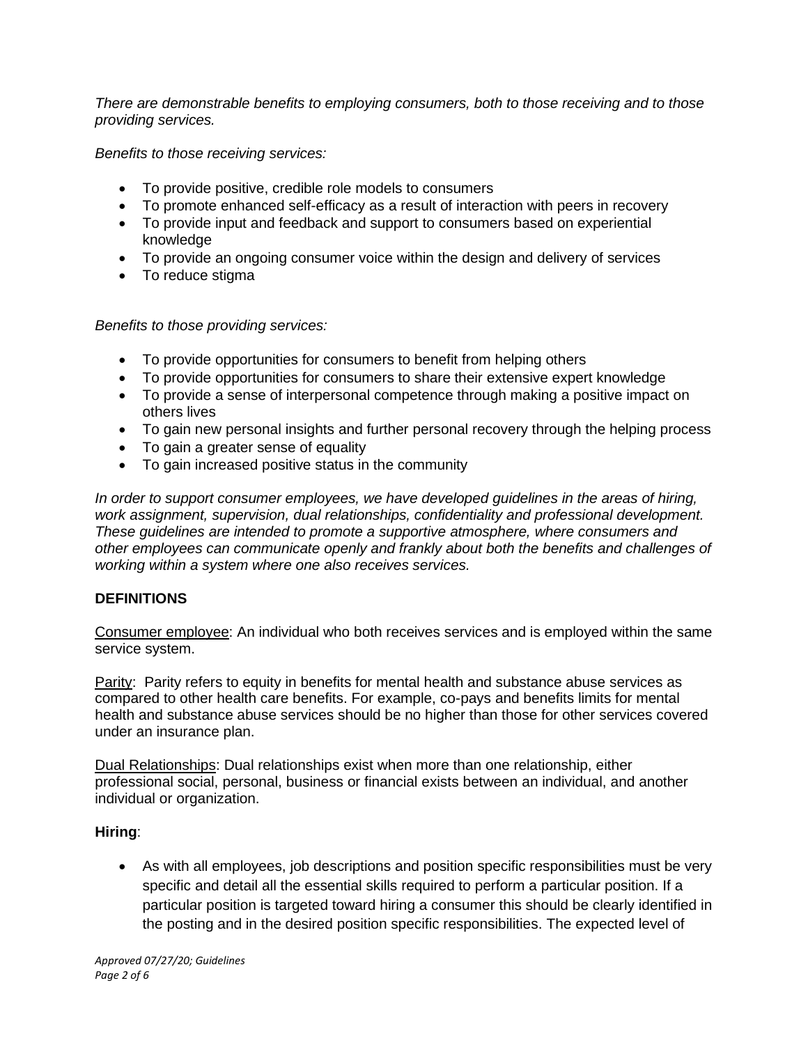*There are demonstrable benefits to employing consumers, both to those receiving and to those providing services.*

*Benefits to those receiving services:*

- To provide positive, credible role models to consumers
- To promote enhanced self-efficacy as a result of interaction with peers in recovery
- To provide input and feedback and support to consumers based on experiential knowledge
- To provide an ongoing consumer voice within the design and delivery of services
- To reduce stigma

*Benefits to those providing services:*

- To provide opportunities for consumers to benefit from helping others
- To provide opportunities for consumers to share their extensive expert knowledge
- To provide a sense of interpersonal competence through making a positive impact on others lives
- To gain new personal insights and further personal recovery through the helping process
- To gain a greater sense of equality
- To gain increased positive status in the community

*In order to support consumer employees, we have developed guidelines in the areas of hiring, work assignment, supervision, dual relationships, confidentiality and professional development. These guidelines are intended to promote a supportive atmosphere, where consumers and other employees can communicate openly and frankly about both the benefits and challenges of working within a system where one also receives services.*

**DEFINITIONS**

<u>Consumer employee</u>: An individual who both receives services and is employed within the same service system.

<u>Parity</u>: Parity refers to equity in benefits for mental health and substance abuse services as compared to other health care benefits. For example, co-pays and benefits limits for mental health and substance abuse services should be no higher than those for other services covered under an insurance plan.

<u>Dual Relationships</u>: Dual relationships exist when more than one relationship, either professional social, personal, business or financial exists between an individual, and another individual or organization.

**Hiring**:

- As with all employees, job descriptions and position specific responsibilities must be very specific and detail all the essential skills required to perform a particular position. If a particular position is targeted toward hiring a consumer this should be clearly identified in the posting and in the desired position specific responsibilities. The expected level of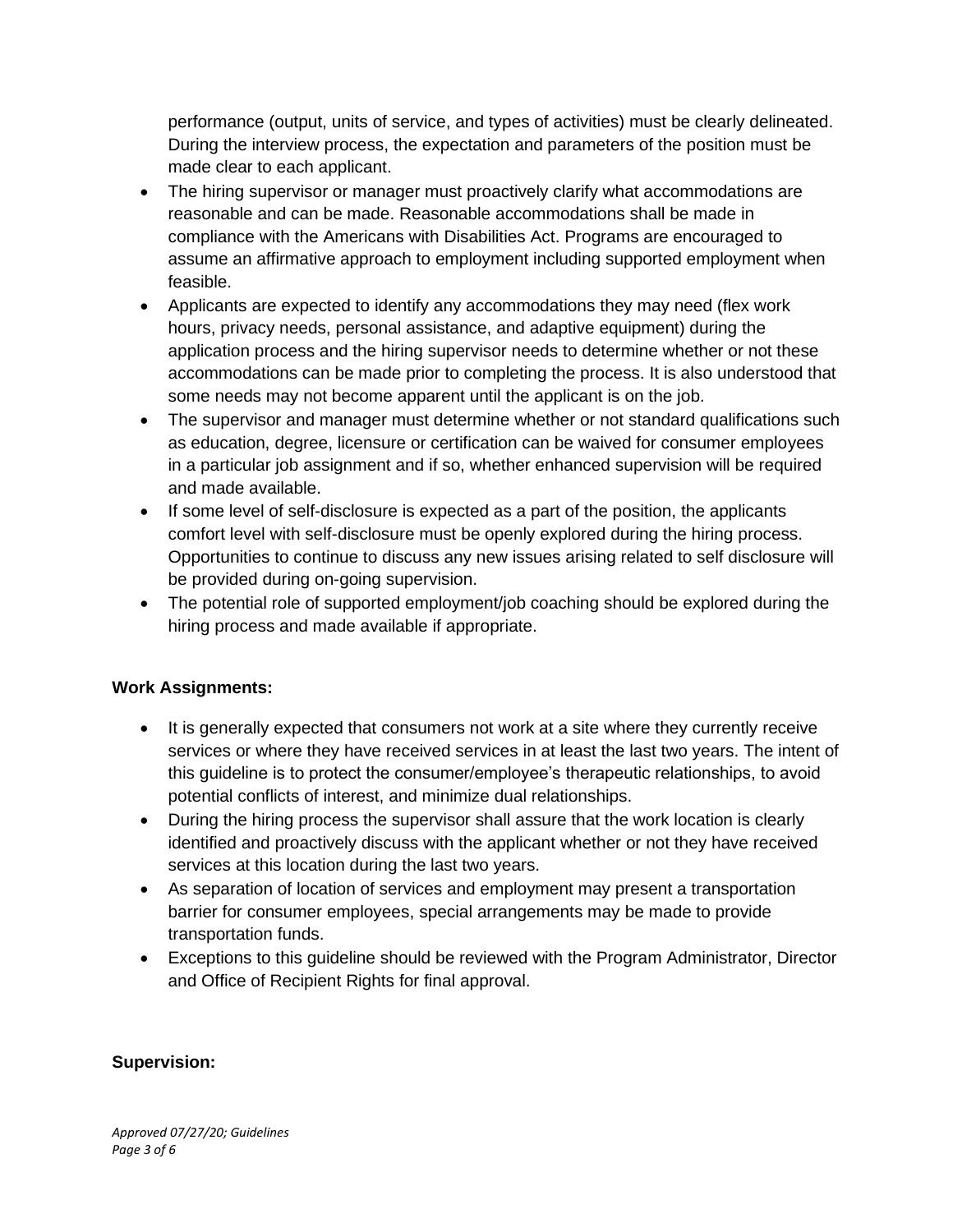performance (output, units of service, and types of activities) must be clearly delineated. During the interview process, the expectation and parameters of the position must be made clear to each applicant.

- The hiring supervisor or manager must proactively clarify what accommodations are reasonable and can be made. Reasonable accommodations shall be made in compliance with the Americans with Disabilities Act. Programs are encouraged to assume an affirmative approach to employment including supported employment when feasible.
- Applicants are expected to identify any accommodations they may need (flex work hours, privacy needs, personal assistance, and adaptive equipment) during the application process and the hiring supervisor needs to determine whether or not these accommodations can be made prior to completing the process. It is also understood that some needs may not become apparent until the applicant is on the job.
- The supervisor and manager must determine whether or not standard qualifications such as education, degree, licensure or certification can be waived for consumer employees in a particular job assignment and if so, whether enhanced supervision will be required and made available.
- If some level of self-disclosure is expected as a part of the position, the applicants comfort level with self-disclosure must be openly explored during the hiring process. Opportunities to continue to discuss any new issues arising related to self disclosure will be provided during on-going supervision.
- The potential role of supported employment/job coaching should be explored during the hiring process and made available if appropriate.

**Work Assignments:**

- It is generally expected that consumers not work at a site where they currently receive services or where they have received services in at least the last two years. The intent of this guideline is to protect the consumer/employee's therapeutic relationships, to avoid potential conflicts of interest, and minimize dual relationships.
- During the hiring process the supervisor shall assure that the work location is clearly identified and proactively discuss with the applicant whether or not they have received services at this location during the last two years.
- As separation of location of services and employment may present a transportation barrier for consumer employees, special arrangements may be made to provide transportation funds.
- Exceptions to this guideline should be reviewed with the Program Administrator, Director and Office of Recipient Rights for final approval.

**Supervision:**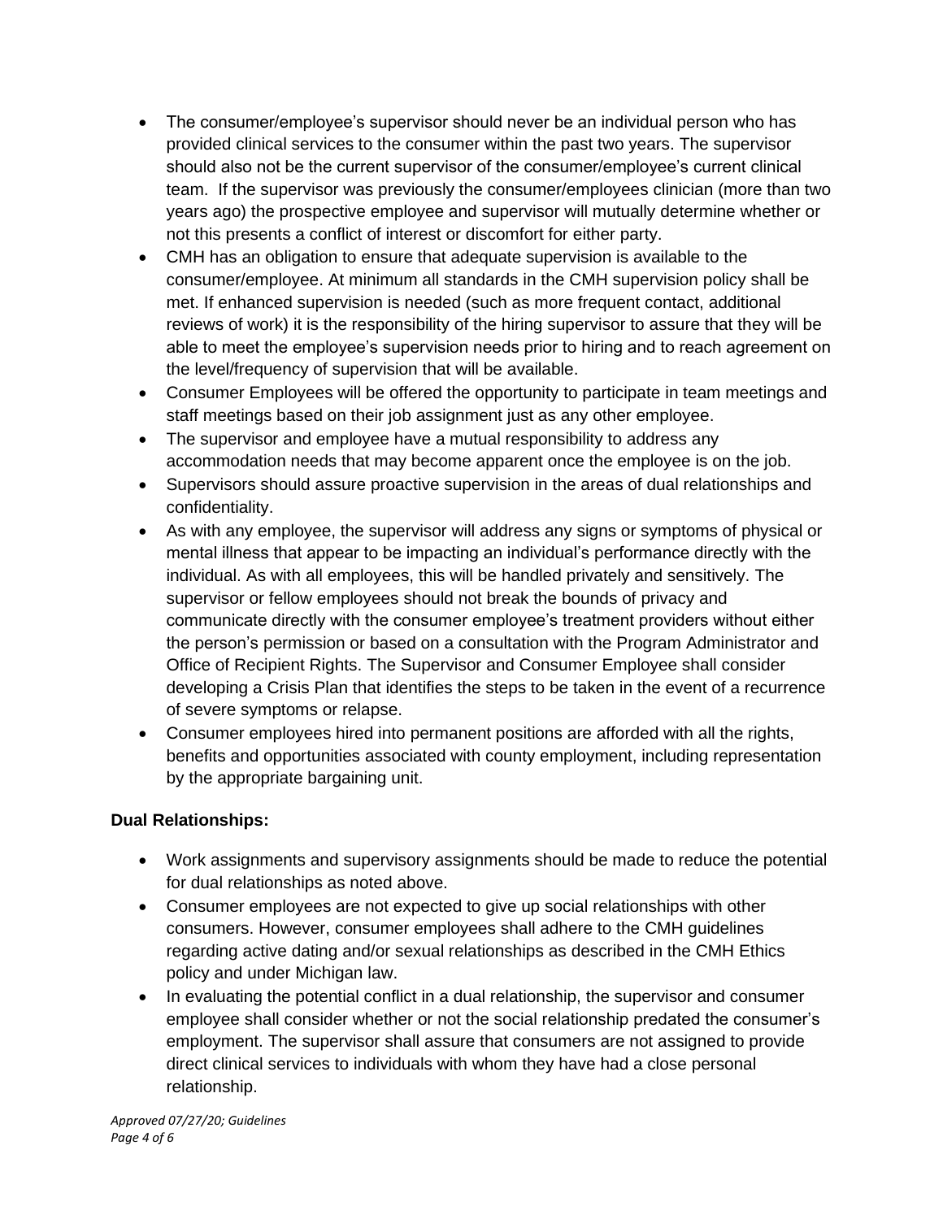- The consumer/employee's supervisor should never be an individual person who has provided clinical services to the consumer within the past two years. The supervisor should also not be the current supervisor of the consumer/employee's current clinical team. If the supervisor was previously the consumer/employees clinician (more than two years ago) the prospective employee and supervisor will mutually determine whether or not this presents a conflict of interest or discomfort for either party.
- CMH has an obligation to ensure that adequate supervision is available to the consumer/employee. At minimum all standards in the CMH supervision policy shall be met. If enhanced supervision is needed (such as more frequent contact, additional reviews of work) it is the responsibility of the hiring supervisor to assure that they will be able to meet the employee's supervision needs prior to hiring and to reach agreement on the level/frequency of supervision that will be available.
- Consumer Employees will be offered the opportunity to participate in team meetings and staff meetings based on their job assignment just as any other employee.
- The supervisor and employee have a mutual responsibility to address any accommodation needs that may become apparent once the employee is on the job.
- Supervisors should assure proactive supervision in the areas of dual relationships and confidentiality.
- As with any employee, the supervisor will address any signs or symptoms of physical or mental illness that appear to be impacting an individual's performance directly with the individual. As with all employees, this will be handled privately and sensitively. The supervisor or fellow employees should not break the bounds of privacy and communicate directly with the consumer employee's treatment providers without either the person's permission or based on a consultation with the Program Administrator and Office of Recipient Rights. The Supervisor and Consumer Employee shall consider developing a Crisis Plan that identifies the steps to be taken in the event of a recurrence of severe symptoms or relapse.
- Consumer employees hired into permanent positions are afforded with all the rights, benefits and opportunities associated with county employment, including representation by the appropriate bargaining unit.

**Dual Relationships:**

- Work assignments and supervisory assignments should be made to reduce the potential for dual relationships as noted above.
- Consumer employees are not expected to give up social relationships with other consumers. However, consumer employees shall adhere to the CMH guidelines regarding active dating and/or sexual relationships as described in the CMH Ethics policy and under Michigan law.
- In evaluating the potential conflict in a dual relationship, the supervisor and consumer employee shall consider whether or not the social relationship predated the consumer's employment. The supervisor shall assure that consumers are not assigned to provide direct clinical services to individuals with whom they have had a close personal relationship.

*Approved 07/27/20; Guidelines*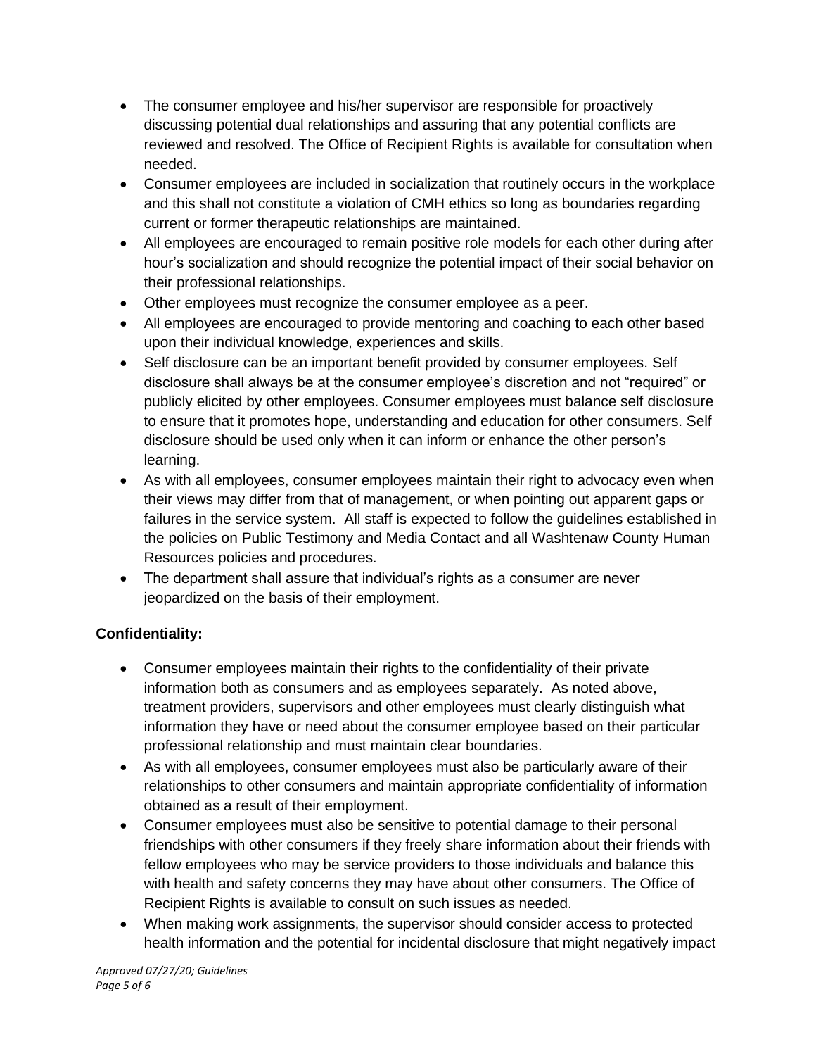- The consumer employee and his/her supervisor are responsible for proactively discussing potential dual relationships and assuring that any potential conflicts are reviewed and resolved. The Office of Recipient Rights is available for consultation when needed.
- Consumer employees are included in socialization that routinely occurs in the workplace and this shall not constitute a violation of CMH ethics so long as boundaries regarding current or former therapeutic relationships are maintained.
- All employees are encouraged to remain positive role models for each other during after hour's socialization and should recognize the potential impact of their social behavior on their professional relationships.
- Other employees must recognize the consumer employee as a peer.
- All employees are encouraged to provide mentoring and coaching to each other based upon their individual knowledge, experiences and skills.
- Self disclosure can be an important benefit provided by consumer employees. Self disclosure shall always be at the consumer employee's discretion and not "required" or publicly elicited by other employees. Consumer employees must balance self disclosure to ensure that it promotes hope, understanding and education for other consumers. Self disclosure should be used only when it can inform or enhance the other person's learning.
- As with all employees, consumer employees maintain their right to advocacy even when their views may differ from that of management, or when pointing out apparent gaps or failures in the service system. All staff is expected to follow the guidelines established in the policies on Public Testimony and Media Contact and all Washtenaw County Human Resources policies and procedures.
- The department shall assure that individual's rights as a consumer are never jeopardized on the basis of their employment.

**Confidentiality:**

- Consumer employees maintain their rights to the confidentiality of their private information both as consumers and as employees separately. As noted above, treatment providers, supervisors and other employees must clearly distinguish what information they have or need about the consumer employee based on their particular professional relationship and must maintain clear boundaries.
- As with all employees, consumer employees must also be particularly aware of their relationships to other consumers and maintain appropriate confidentiality of information obtained as a result of their employment.
- Consumer employees must also be sensitive to potential damage to their personal friendships with other consumers if they freely share information about their friends with fellow employees who may be service providers to those individuals and balance this with health and safety concerns they may have about other consumers. The Office of Recipient Rights is available to consult on such issues as needed.
- When making work assignments, the supervisor should consider access to protected health information and the potential for incidental disclosure that might negatively impact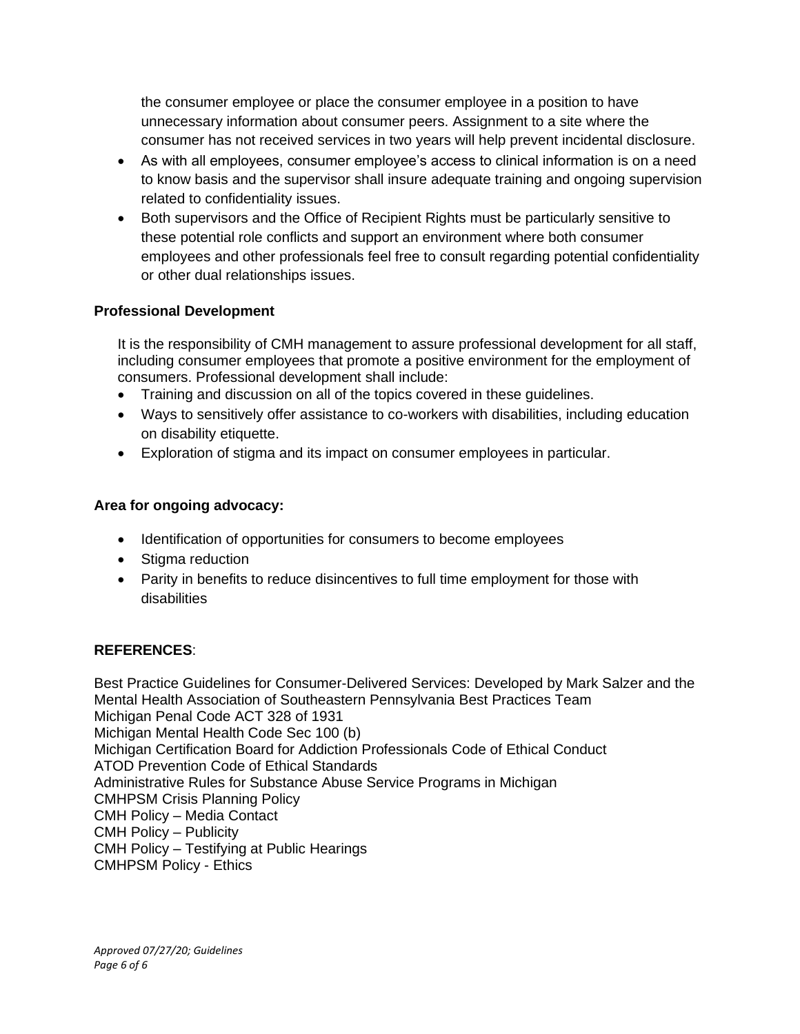the consumer employee or place the consumer employee in a position to have unnecessary information about consumer peers. Assignment to a site where the consumer has not received services in two years will help prevent incidental disclosure.

- As with all employees, consumer employee's access to clinical information is on a need to know basis and the supervisor shall insure adequate training and ongoing supervision related to confidentiality issues.
- Both supervisors and the Office of Recipient Rights must be particularly sensitive to these potential role conflicts and support an environment where both consumer employees and other professionals feel free to consult regarding potential confidentiality or other dual relationships issues.

**Professional Development**

It is the responsibility of CMH management to assure professional development for all staff, including consumer employees that promote a positive environment for the employment of consumers. Professional development shall include:

- Training and discussion on all of the topics covered in these guidelines.
- Ways to sensitively offer assistance to co-workers with disabilities, including education on disability etiquette.
- Exploration of stigma and its impact on consumer employees in particular.

**Area for ongoing advocacy:**

- Identification of opportunities for consumers to become employees
- Stigma reduction
- Parity in benefits to reduce disincentives to full time employment for those with disabilities

**REFERENCES**:

Best Practice Guidelines for Consumer-Delivered Services: Developed by Mark Salzer and the Mental Health Association of Southeastern Pennsylvania Best Practices Team
Michigan Penal Code ACT 328 of 1931
Michigan Mental Health Code Sec 100 (b)
Michigan Certification Board for Addiction Professionals Code of Ethical Conduct
ATOD Prevention Code of Ethical Standards
Administrative Rules for Substance Abuse Service Programs in Michigan
CMHPSM Crisis Planning Policy
CMH Policy – Media Contact
CMH Policy – Publicity
CMH Policy – Testifying at Public Hearings
CMHPSM Policy - Ethics